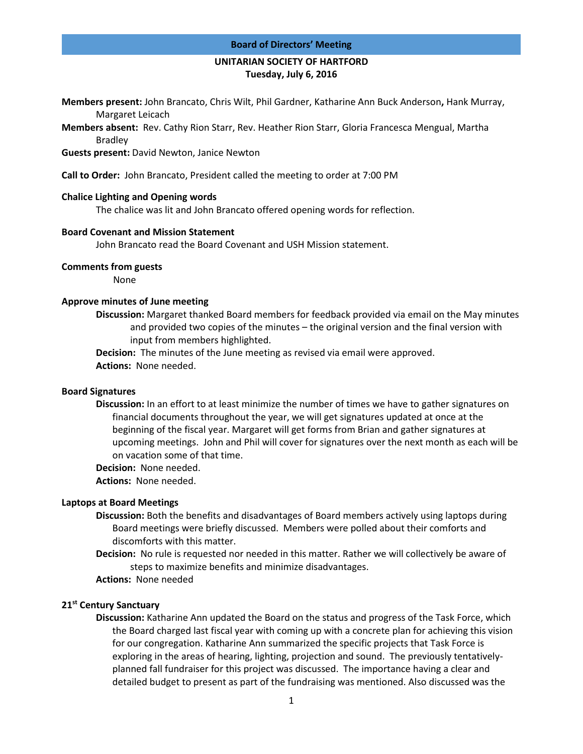**Board of Directors' Meeting**

**UNITARIAN SOCIETY OF HARTFORD**
**Tuesday, July 6, 2016**

**Members present:** John Brancato, Chris Wilt, Phil Gardner, Katharine Ann Buck Anderson**,** Hank Murray, Margaret Leicach

**Members absent:** Rev. Cathy Rion Starr, Rev. Heather Rion Starr, Gloria Francesca Mengual, Martha Bradley

**Guests present:** David Newton, Janice Newton

**Call to Order:** John Brancato, President called the meeting to order at 7:00 PM

**Chalice Lighting and Opening words**

The chalice was lit and John Brancato offered opening words for reflection.

**Board Covenant and Mission Statement**

John Brancato read the Board Covenant and USH Mission statement.

**Comments from guests**

None

**Approve minutes of June meeting**

**Discussion:** Margaret thanked Board members for feedback provided via email on the May minutes and provided two copies of the minutes – the original version and the final version with input from members highlighted.

**Decision:** The minutes of the June meeting as revised via email were approved.

**Actions:** None needed.

**Board Signatures**

**Discussion:** In an effort to at least minimize the number of times we have to gather signatures on financial documents throughout the year, we will get signatures updated at once at the beginning of the fiscal year. Margaret will get forms from Brian and gather signatures at upcoming meetings. John and Phil will cover for signatures over the next month as each will be on vacation some of that time.

**Decision:** None needed.

**Actions:** None needed.

**Laptops at Board Meetings**

**Discussion:** Both the benefits and disadvantages of Board members actively using laptops during Board meetings were briefly discussed. Members were polled about their comforts and discomforts with this matter.

**Decision:** No rule is requested nor needed in this matter. Rather we will collectively be aware of steps to maximize benefits and minimize disadvantages.

**Actions:** None needed

**21st Century Sanctuary**

**Discussion:** Katharine Ann updated the Board on the status and progress of the Task Force, which the Board charged last fiscal year with coming up with a concrete plan for achieving this vision for our congregation. Katharine Ann summarized the specific projects that Task Force is exploring in the areas of hearing, lighting, projection and sound. The previously tentatively-planned fall fundraiser for this project was discussed. The importance having a clear and detailed budget to present as part of the fundraising was mentioned. Also discussed was the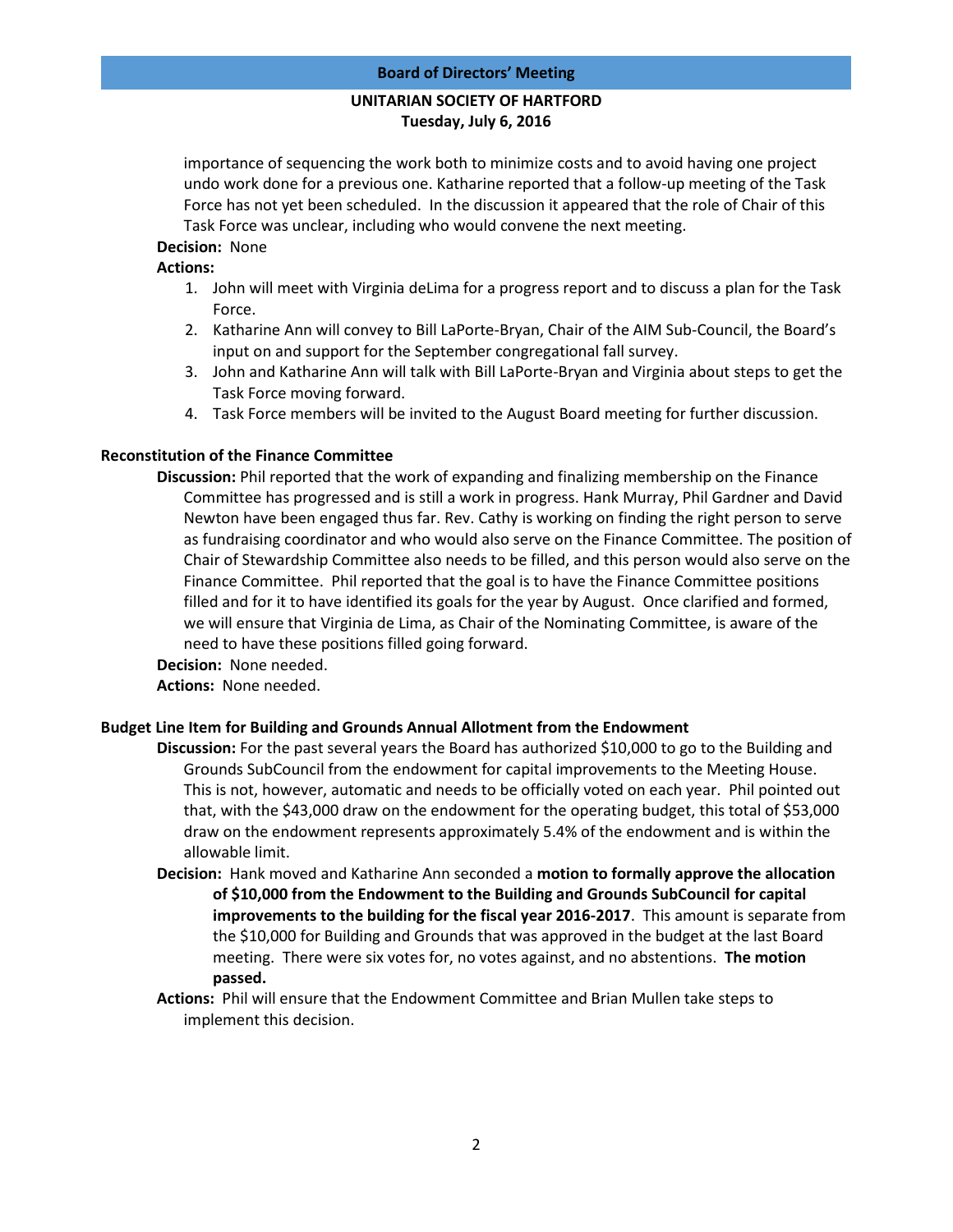importance of sequencing the work both to minimize costs and to avoid having one project undo work done for a previous one. Katharine reported that a follow-up meeting of the Task Force has not yet been scheduled. In the discussion it appeared that the role of Chair of this Task Force was unclear, including who would convene the next meeting.

**Decision:** None

**Actions:**

1. John will meet with Virginia deLima for a progress report and to discuss a plan for the Task Force.
2. Katharine Ann will convey to Bill LaPorte-Bryan, Chair of the AIM Sub-Council, the Board's input on and support for the September congregational fall survey.
3. John and Katharine Ann will talk with Bill LaPorte-Bryan and Virginia about steps to get the Task Force moving forward.
4. Task Force members will be invited to the August Board meeting for further discussion.

**Reconstitution of the Finance Committee**

**Discussion:** Phil reported that the work of expanding and finalizing membership on the Finance Committee has progressed and is still a work in progress. Hank Murray, Phil Gardner and David Newton have been engaged thus far. Rev. Cathy is working on finding the right person to serve as fundraising coordinator and who would also serve on the Finance Committee. The position of Chair of Stewardship Committee also needs to be filled, and this person would also serve on the Finance Committee. Phil reported that the goal is to have the Finance Committee positions filled and for it to have identified its goals for the year by August. Once clarified and formed, we will ensure that Virginia de Lima, as Chair of the Nominating Committee, is aware of the need to have these positions filled going forward.

**Decision:** None needed.

**Actions:** None needed.

**Budget Line Item for Building and Grounds Annual Allotment from the Endowment**

**Discussion:** For the past several years the Board has authorized $10,000 to go to the Building and Grounds SubCouncil from the endowment for capital improvements to the Meeting House. This is not, however, automatic and needs to be officially voted on each year. Phil pointed out that, with the $43,000 draw on the endowment for the operating budget, this total of $53,000 draw on the endowment represents approximately 5.4% of the endowment and is within the allowable limit.

**Decision:** Hank moved and Katharine Ann seconded a **motion to formally approve the allocation of $10,000 from the Endowment to the Building and Grounds SubCouncil for capital improvements to the building for the fiscal year 2016-2017**. This amount is separate from the $10,000 for Building and Grounds that was approved in the budget at the last Board meeting. There were six votes for, no votes against, and no abstentions. **The motion passed.**

**Actions:** Phil will ensure that the Endowment Committee and Brian Mullen take steps to implement this decision.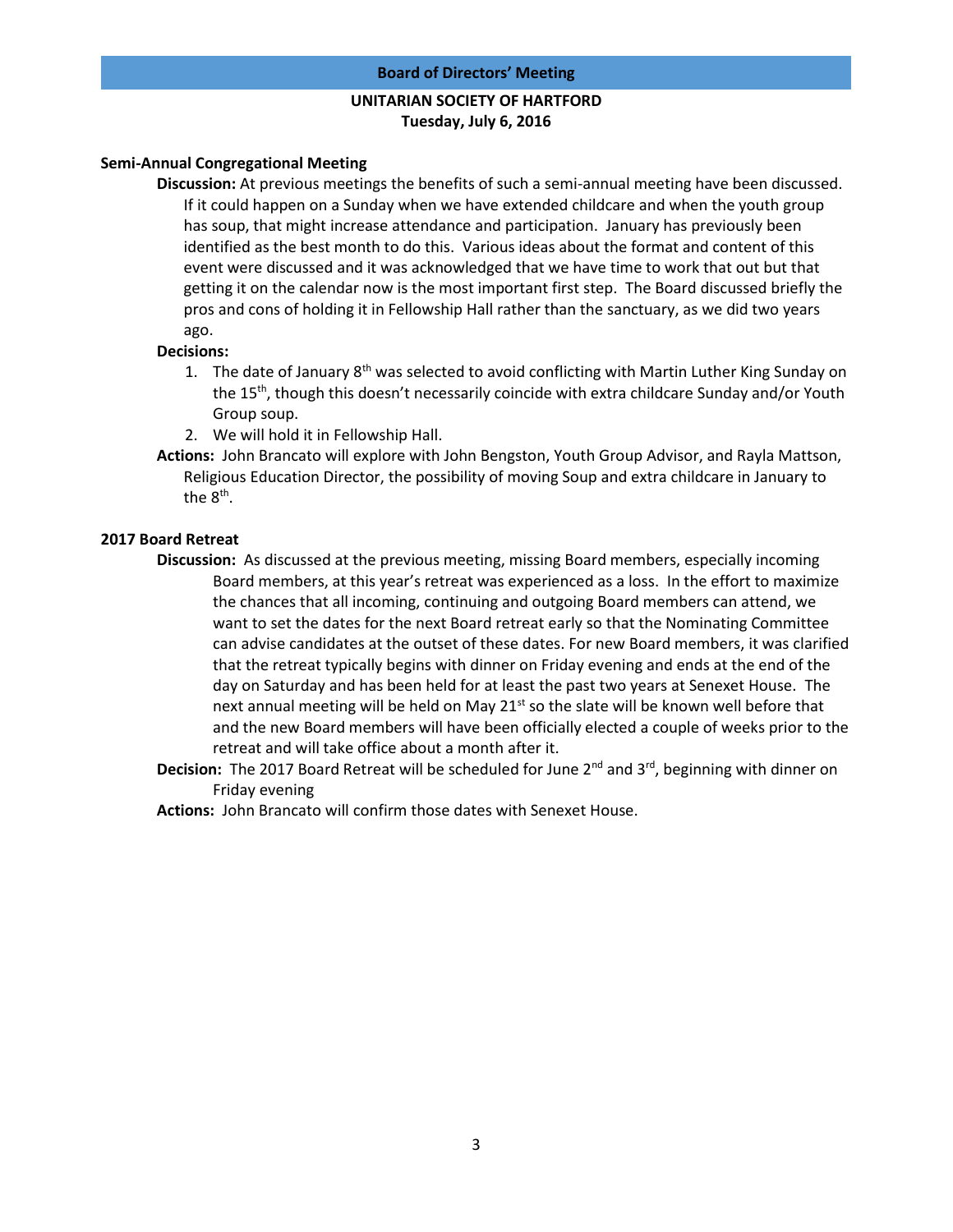**Board of Directors' Meeting**

**UNITARIAN SOCIETY OF HARTFORD**
**Tuesday, July 6, 2016**

**Semi-Annual Congregational Meeting**

**Discussion:** At previous meetings the benefits of such a semi-annual meeting have been discussed. If it could happen on a Sunday when we have extended childcare and when the youth group has soup, that might increase attendance and participation. January has previously been identified as the best month to do this. Various ideas about the format and content of this event were discussed and it was acknowledged that we have time to work that out but that getting it on the calendar now is the most important first step. The Board discussed briefly the pros and cons of holding it in Fellowship Hall rather than the sanctuary, as we did two years ago.

**Decisions:**

1. The date of January 8th was selected to avoid conflicting with Martin Luther King Sunday on the 15th, though this doesn't necessarily coincide with extra childcare Sunday and/or Youth Group soup.
2. We will hold it in Fellowship Hall.

**Actions:** John Brancato will explore with John Bengston, Youth Group Advisor, and Rayla Mattson, Religious Education Director, the possibility of moving Soup and extra childcare in January to the 8th.

**2017 Board Retreat**

**Discussion:** As discussed at the previous meeting, missing Board members, especially incoming Board members, at this year's retreat was experienced as a loss. In the effort to maximize the chances that all incoming, continuing and outgoing Board members can attend, we want to set the dates for the next Board retreat early so that the Nominating Committee can advise candidates at the outset of these dates. For new Board members, it was clarified that the retreat typically begins with dinner on Friday evening and ends at the end of the day on Saturday and has been held for at least the past two years at Senexet House. The next annual meeting will be held on May 21st so the slate will be known well before that and the new Board members will have been officially elected a couple of weeks prior to the retreat and will take office about a month after it.

**Decision:** The 2017 Board Retreat will be scheduled for June 2nd and 3rd, beginning with dinner on Friday evening

**Actions:** John Brancato will confirm those dates with Senexet House.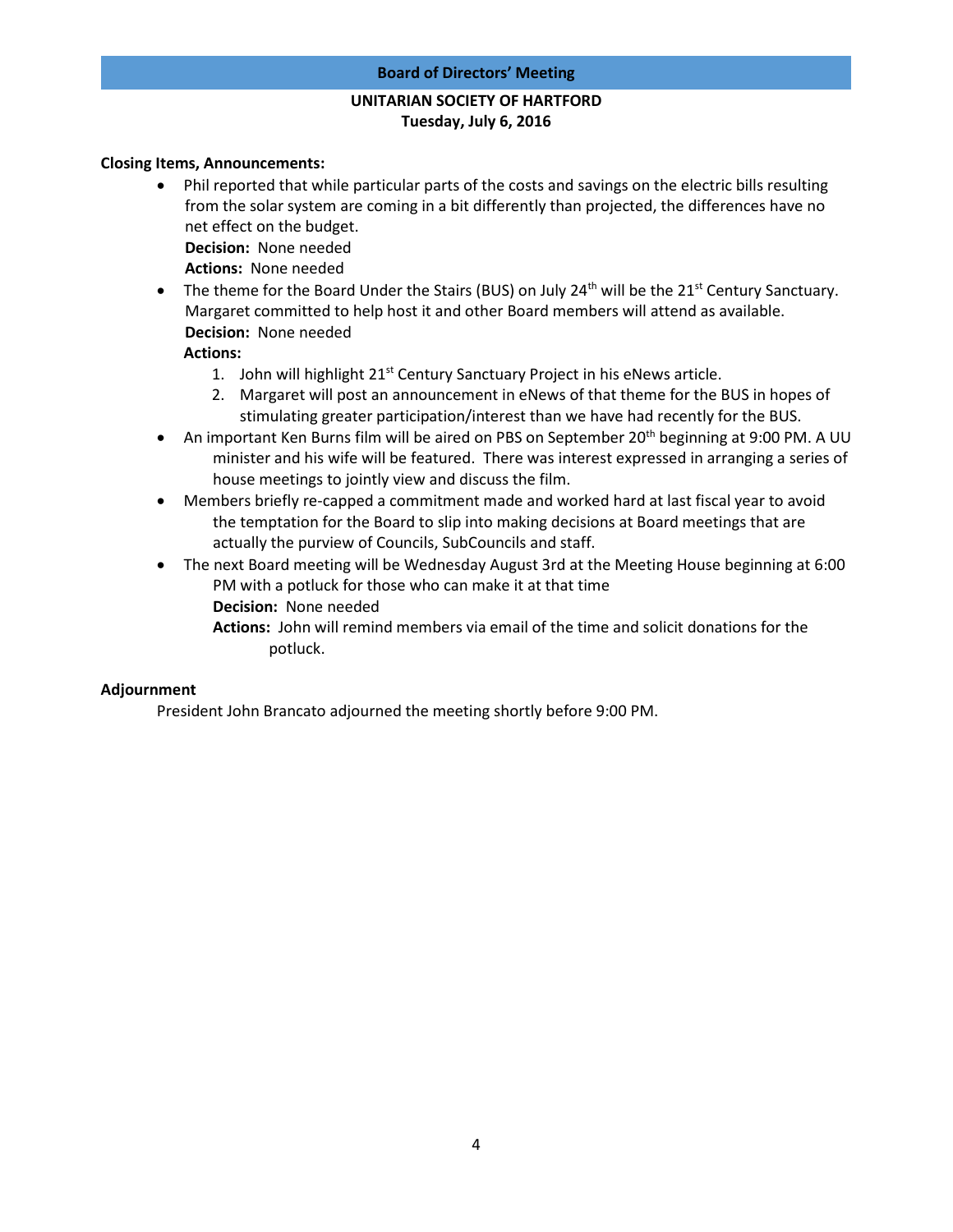**Board of Directors' Meeting**

**UNITARIAN SOCIETY OF HARTFORD**
**Tuesday, July 6, 2016**

**Closing Items, Announcements:**

- Phil reported that while particular parts of the costs and savings on the electric bills resulting from the solar system are coming in a bit differently than projected, the differences have no net effect on the budget.
  **Decision:** None needed
  **Actions:** None needed
- The theme for the Board Under the Stairs (BUS) on July 24th will be the 21st Century Sanctuary. Margaret committed to help host it and other Board members will attend as available.
  **Decision:** None needed
  **Actions:**
  1. John will highlight 21st Century Sanctuary Project in his eNews article.
  2. Margaret will post an announcement in eNews of that theme for the BUS in hopes of stimulating greater participation/interest than we have had recently for the BUS.
- An important Ken Burns film will be aired on PBS on September 20th beginning at 9:00 PM. A UU minister and his wife will be featured. There was interest expressed in arranging a series of house meetings to jointly view and discuss the film.
- Members briefly re-capped a commitment made and worked hard at last fiscal year to avoid the temptation for the Board to slip into making decisions at Board meetings that are actually the purview of Councils, SubCouncils and staff.
- The next Board meeting will be Wednesday August 3rd at the Meeting House beginning at 6:00 PM with a potluck for those who can make it at that time
  **Decision:** None needed
  **Actions:** John will remind members via email of the time and solicit donations for the potluck.

**Adjournment**

President John Brancato adjourned the meeting shortly before 9:00 PM.